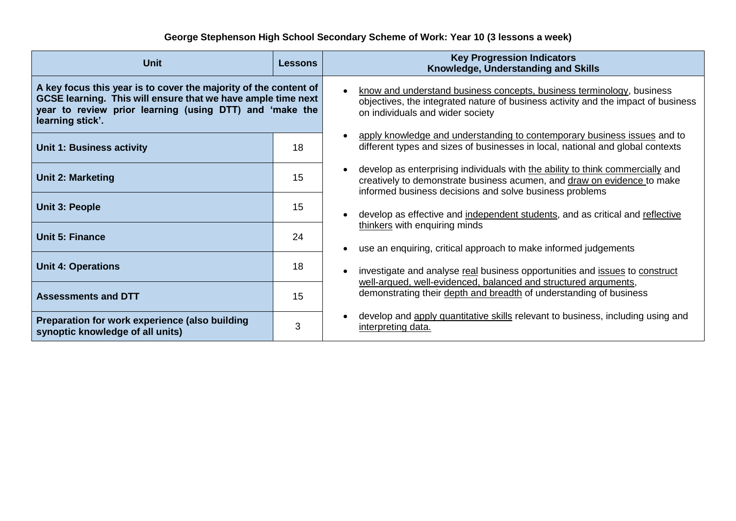**George Stephenson High School Secondary Scheme of Work: Year 10 (3 lessons a week)**

| Unit | Lessons | Key Progression Indicators<br>Knowledge, Understanding and Skills |
|---|---|---|
| **A key focus this year is to cover the majority of the content of GCSE learning. This will ensure that we have ample time next year to review prior learning (using DTT) and 'make the learning stick'.** | | • know and understand business concepts, business terminology, business objectives, the integrated nature of business activity and the impact of business on individuals and wider society<br>• apply knowledge and understanding to contemporary business issues and to different types and sizes of businesses in local, national and global contexts<br>• develop as enterprising individuals with the ability to think commercially and creatively to demonstrate business acumen, and draw on evidence to make informed business decisions and solve business problems<br>• develop as effective and independent students, and as critical and reflective thinkers with enquiring minds<br>• use an enquiring, critical approach to make informed judgements<br>• investigate and analyse real business opportunities and issues to construct well-argued, well-evidenced, balanced and structured arguments, demonstrating their depth and breadth of understanding of business<br>• develop and apply quantitative skills relevant to business, including using and interpreting data. |
| **Unit 1: Business activity** | 18 | |
| **Unit 2: Marketing** | 15 | |
| **Unit 3: People** | 15 | |
| **Unit 5: Finance** | 24 | |
| **Unit 4: Operations** | 18 | |
| **Assessments and DTT** | 15 | |
| **Preparation for work experience (also building synoptic knowledge of all units)** | 3 | |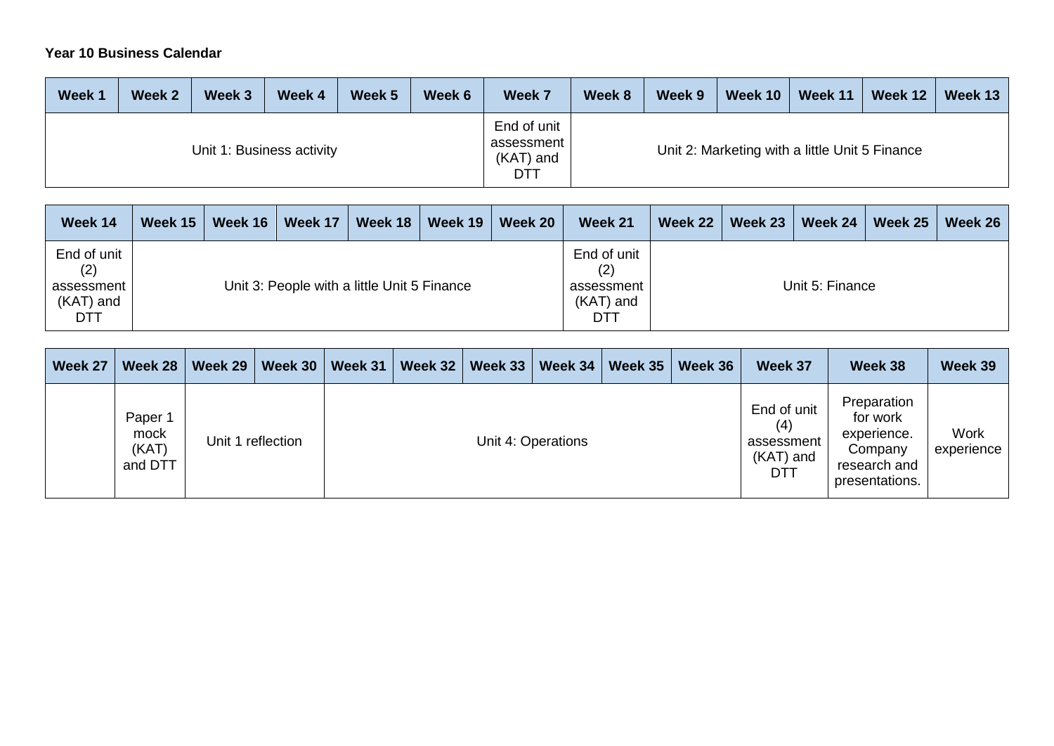**Year 10 Business Calendar**

| Week 1 | Week 2 | Week 3 | Week 4 | Week 5 | Week 6 | Week 7 | Week 8 | Week 9 | Week 10 | Week 11 | Week 12 | Week 13 |
|---|---|---|---|---|---|---|---|---|---|---|---|---|
| Unit 1: Business activity | | | | | | End of unit assessment (KAT) and DTT | Unit 2: Marketing with a little Unit 5 Finance | | | | | |

| Week 14 | Week 15 | Week 16 | Week 17 | Week 18 | Week 19 | Week 20 | Week 21 | Week 22 | Week 23 | Week 24 | Week 25 | Week 26 |
|---|---|---|---|---|---|---|---|---|---|---|---|---|
| End of unit (2) assessment (KAT) and DTT | Unit 3: People with a little Unit 5 Finance | | | | | | End of unit (2) assessment (KAT) and DTT | Unit 5: Finance | | | | |

| Week 27 | Week 28 | Week 29 | Week 30 | Week 31 | Week 32 | Week 33 | Week 34 | Week 35 | Week 36 | Week 37 | Week 38 | Week 39 |
|---|---|---|---|---|---|---|---|---|---|---|---|---|
| | Paper 1 mock (KAT) and DTT | Unit 1 reflection | | Unit 4: Operations | | | | | | End of unit (4) assessment (KAT) and DTT | Preparation for work experience. Company research and presentations. | Work experience |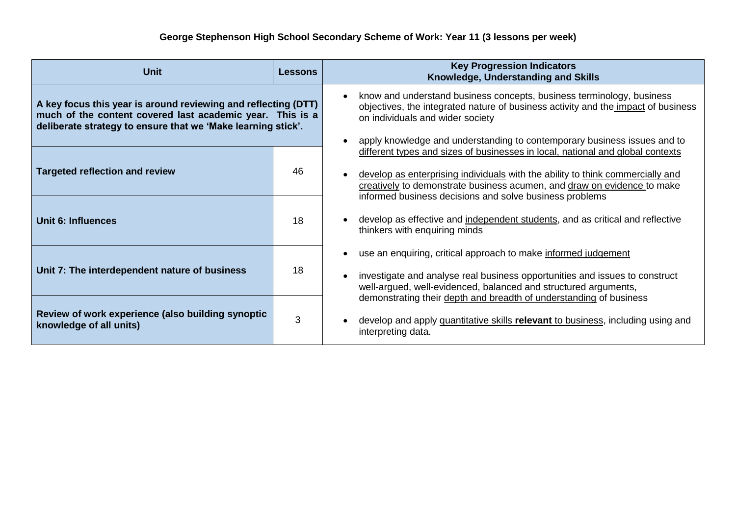**George Stephenson High School Secondary Scheme of Work: Year 11 (3 lessons per week)**

| Unit | Lessons | Key Progression Indicators<br>Knowledge, Understanding and Skills |
|---|---|---|
| **A key focus this year is around reviewing and reflecting (DTT) much of the content covered last academic year. This is a deliberate strategy to ensure that we 'Make learning stick'.** | | • know and understand business concepts, business terminology, business objectives, the integrated nature of business activity and the <u>impact</u> of business on individuals and wider society<br><br>• apply knowledge and understanding to contemporary business issues and to <u>different types and sizes of businesses in local, national and global contexts</u><br><br>• <u>develop as enterprising individuals</u> with the ability to <u>think commercially and creatively</u> to demonstrate business acumen, and <u>draw on evidence</u> to make informed business decisions and solve business problems<br><br>• develop as effective and <u>independent students</u>, and as critical and reflective thinkers with <u>enquiring minds</u><br><br>• use an enquiring, critical approach to make <u>informed judgement</u><br><br>• investigate and analyse real business opportunities and issues to construct well-argued, well-evidenced, balanced and structured arguments, demonstrating their <u>depth and breadth of understanding</u> of business<br><br>• develop and apply <u>quantitative skills **relevant** to business</u>, including using and interpreting data. |
| **Targeted reflection and review** | 46 | |
| **Unit 6: Influences** | 18 | |
| **Unit 7: The interdependent nature of business** | 18 | |
| **Review of work experience (also building synoptic knowledge of all units)** | 3 | |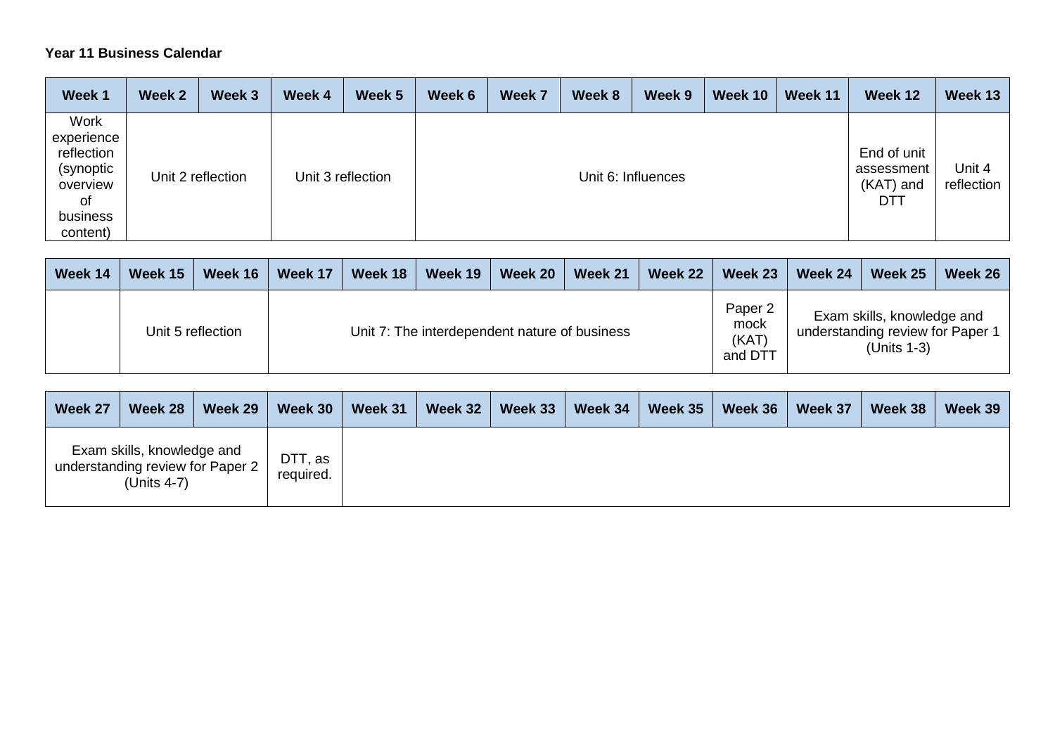**Year 11 Business Calendar**

| Week 1 | Week 2 | Week 3 | Week 4 | Week 5 | Week 6 | Week 7 | Week 8 | Week 9 | Week 10 | Week 11 | Week 12 | Week 13 |
|---|---|---|---|---|---|---|---|---|---|---|---|---|
| Work experience reflection (synoptic overview of business content) | Unit 2 reflection | | Unit 3 reflection | | Unit 6: Influences | | | | | | End of unit assessment (KAT) and DTT | Unit 4 reflection |

| Week 14 | Week 15 | Week 16 | Week 17 | Week 18 | Week 19 | Week 20 | Week 21 | Week 22 | Week 23 | Week 24 | Week 25 | Week 26 |
|---|---|---|---|---|---|---|---|---|---|---|---|---|
| | Unit 5 reflection | | Unit 7: The interdependent nature of business | | | | | | Paper 2 mock (KAT) and DTT | Exam skills, knowledge and understanding review for Paper 1 (Units 1-3) | | |

| Week 27 | Week 28 | Week 29 | Week 30 | Week 31 | Week 32 | Week 33 | Week 34 | Week 35 | Week 36 | Week 37 | Week 38 | Week 39 |
|---|---|---|---|---|---|---|---|---|---|---|---|---|
| Exam skills, knowledge and understanding review for Paper 2 (Units 4-7) | | | DTT, as required. | | | | | | | | | |